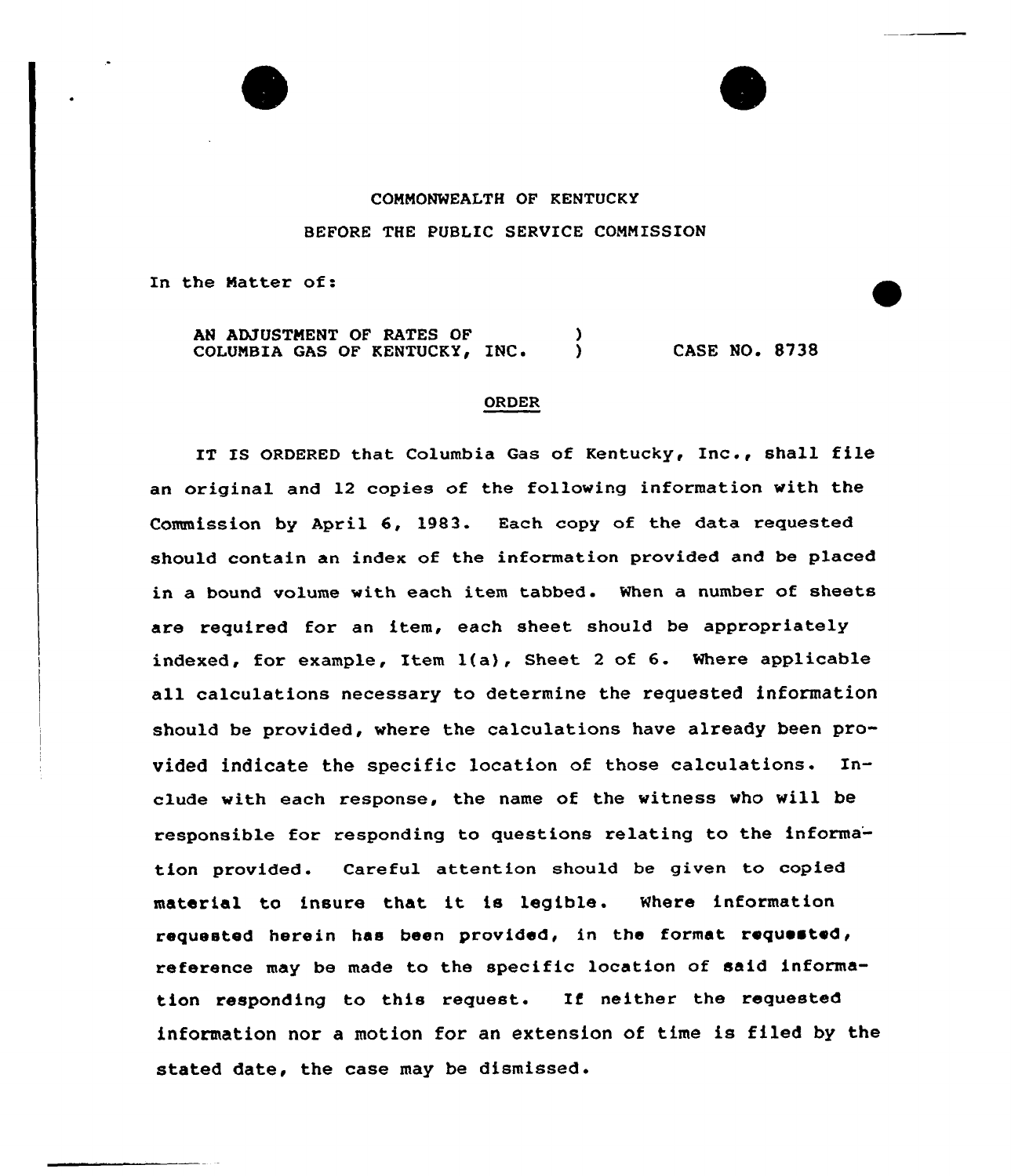COMMONWEALTH OF KENTUCKY

BEFORE THE PUBLIC SERVICE COMMISSION

In the Matter of:

| | | |
|---|---|---|
| AN ADJUSTMENT OF RATES OF COLUMBIA GAS OF KENTUCKY, INC. | ) ) | CASE NO. 8738 |

## ORDER

IT IS ORDERED that Columbia Gas of Kentucky, Inc., shall file an original and 12 copies of the following information with the Commission by April 6, 1983. Each copy of the data requested should contain an index of the information provided and be placed in a bound volume with each item tabbed. When a number of sheets are required for an item, each sheet should be appropriately indexed, for example, Item 1(a), Sheet 2 of 6. Where applicable all calculations necessary to determine the requested information should be provided, where the calculations have already been provided indicate the specific location of those calculations. Include with each response, the name of the witness who will be responsible for responding to questions relating to the information provided. Careful attention should be given to copied material to insure that it is legible. Where information requested herein has been provided, in the format requested, reference may be made to the specific location of said information responding to this request. If neither the requested information nor a motion for an extension of time is filed by the stated date, the case may be dismissed.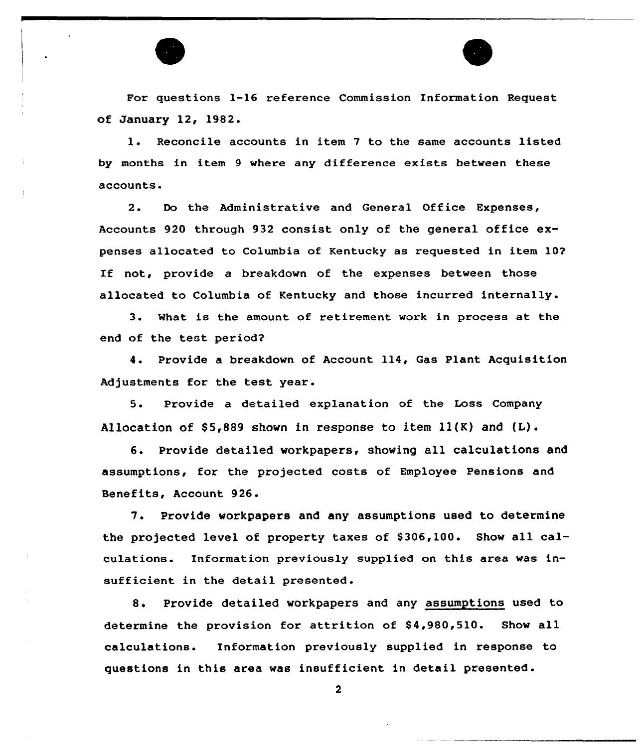For questions 1-16 reference Commission Information Request of January 12, 1982.

1. Reconcile accounts in item 7 to the same accounts listed by months in item 9 where any difference exists between these accounts.

2. Do the Administrative and General Office Expenses, Accounts 920 through 932 consist only of the general office expenses allocated to Columbia of Kentucky as requested in item 10? If not, provide a breakdown of the expenses between those allocated to Columbia of Kentucky and those incurred internally.

3. What is the amount of retirement work in process at the end of the test period?

4. Provide a breakdown of Account 114, Gas Plant Acquisition Adjustments for the test year.

5. Provide a detailed explanation of the Loss Company Allocation of $5,889 shown in response to item 11(K) and (L).

6. Provide detailed workpapers, showing all calculations and assumptions, for the projected costs of Employee Pensions and Benefits, Account 926.

7. Provide workpapers and any assumptions used to determine the projected level of property taxes of $306,100. Show all calculations. Information previously supplied on this area was insufficient in the detail presented.

8. Provide detailed workpapers and any assumptions used to determine the provision for attrition of $4,980,510. Show all calculations. Information previously supplied in response to questions in this area was insufficient in detail presented.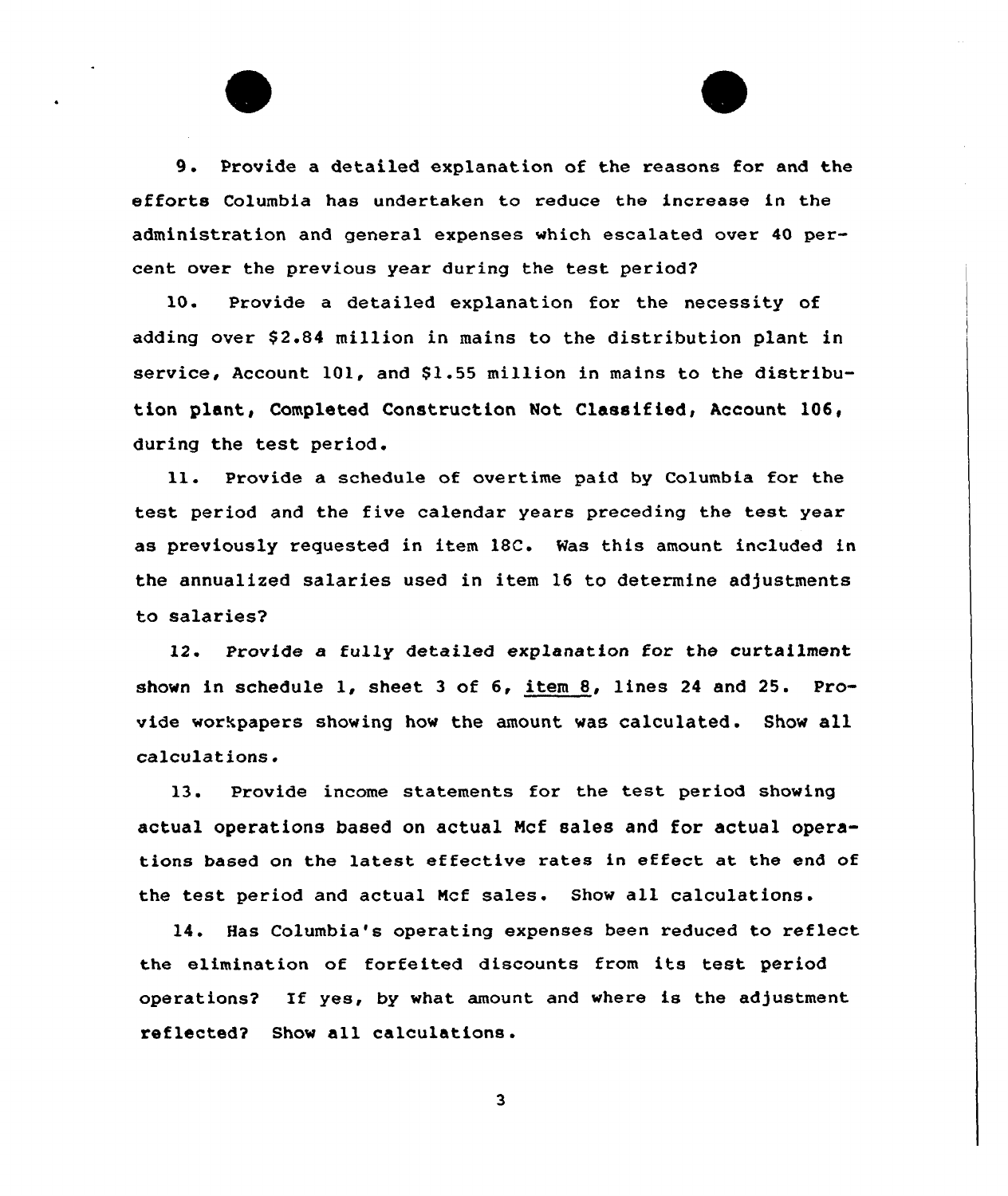9. Provide a detailed explanation of the reasons for and the efforts Columbia has undertaken to reduce the increase in the administration and general expenses which escalated over 40 percent over the previous year during the test period?

10. Provide a detailed explanation for the necessity of adding over $2.84 million in mains to the distribution plant in service, Account 101, and $1.55 million in mains to the distribution plant, Completed Construction Not Classified, Account 106, during the test period.

11. Provide a schedule of overtime paid by Columbia for the test period and the five calendar years preceding the test year as previously requested in item 18C. Was this amount included in the annualized salaries used in item 16 to determine adjustments to salaries?

12. Provide a fully detailed explanation for the curtailment shown in schedule 1, sheet 3 of 6, item 8, lines 24 and 25. Provide workpapers showing how the amount was calculated. Show all calculations.

13. Provide income statements for the test period showing actual operations based on actual Mcf sales and for actual operations based on the latest effective rates in effect at the end of the test period and actual Mcf sales. Show all calculations.

14. Has Columbia's operating expenses been reduced to reflect the elimination of forfeited discounts from its test period operations? If yes, by what amount and where is the adjustment reflected? Show all calculations.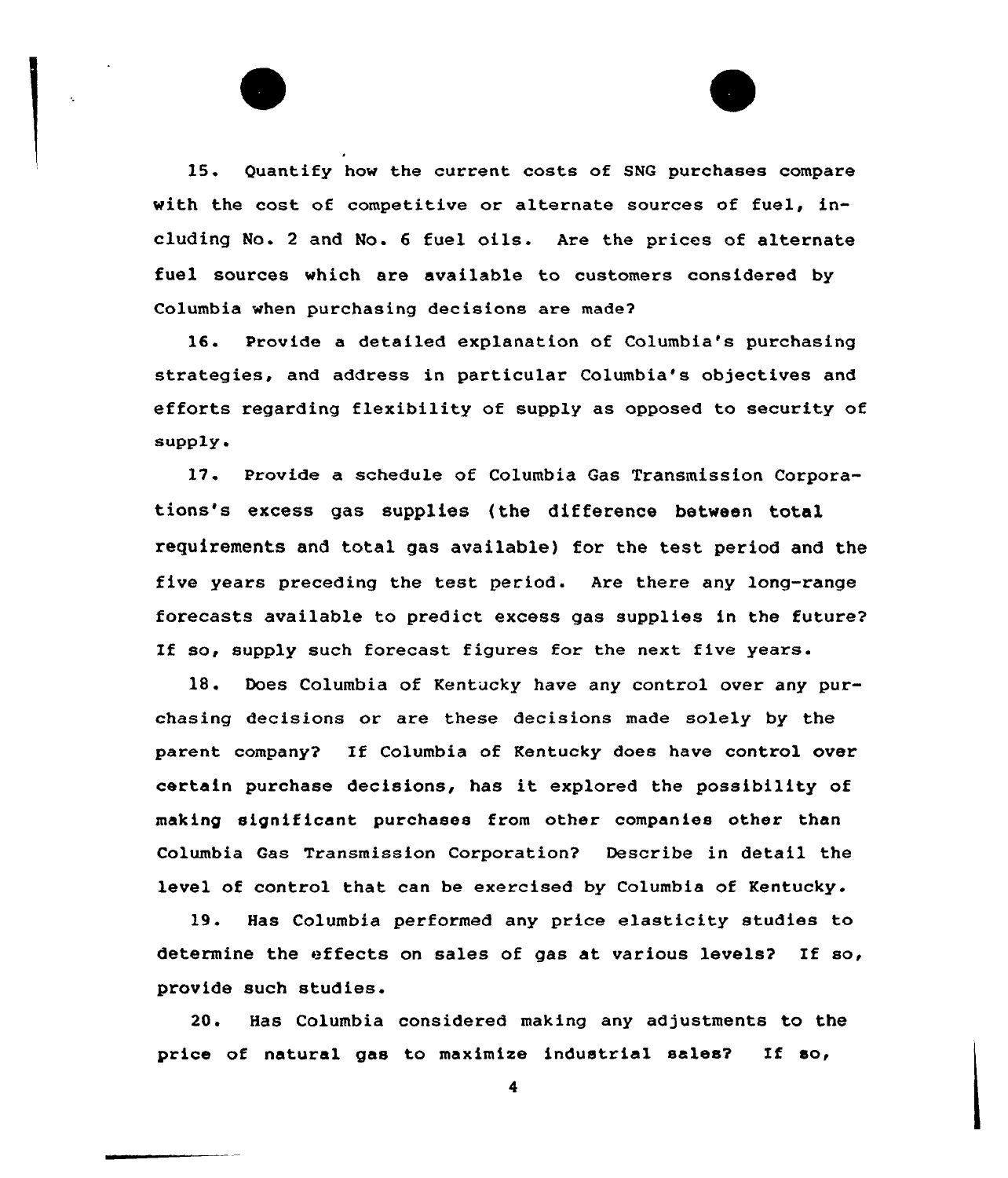15. Quantify how the current costs of SNG purchases compare with the cost of competitive or alternate sources of fuel, including No. 2 and No. 6 fuel oils. Are the prices of alternate fuel sources which are available to customers considered by Columbia when purchasing decisions are made?

16. Provide a detailed explanation of Columbia's purchasing strategies, and address in particular Columbia's objectives and efforts regarding flexibility of supply as opposed to security of supply.

17. Provide a schedule of Columbia Gas Transmission Corporations's excess gas supplies (the difference between total requirements and total gas available) for the test period and the five years preceding the test period. Are there any long-range forecasts available to predict excess gas supplies in the future? If so, supply such forecast figures for the next five years.

18. Does Columbia of Kentucky have any control over any purchasing decisions or are these decisions made solely by the parent company? If Columbia of Kentucky does have control over certain purchase decisions, has it explored the possibility of making significant purchases from other companies other than Columbia Gas Transmission Corporation? Describe in detail the level of control that can be exercised by Columbia of Kentucky.

19. Has Columbia performed any price elasticity studies to determine the effects on sales of gas at various levels? If so, provide such studies.

20. Has Columbia considered making any adjustments to the price of natural gas to maximize industrial sales? If so,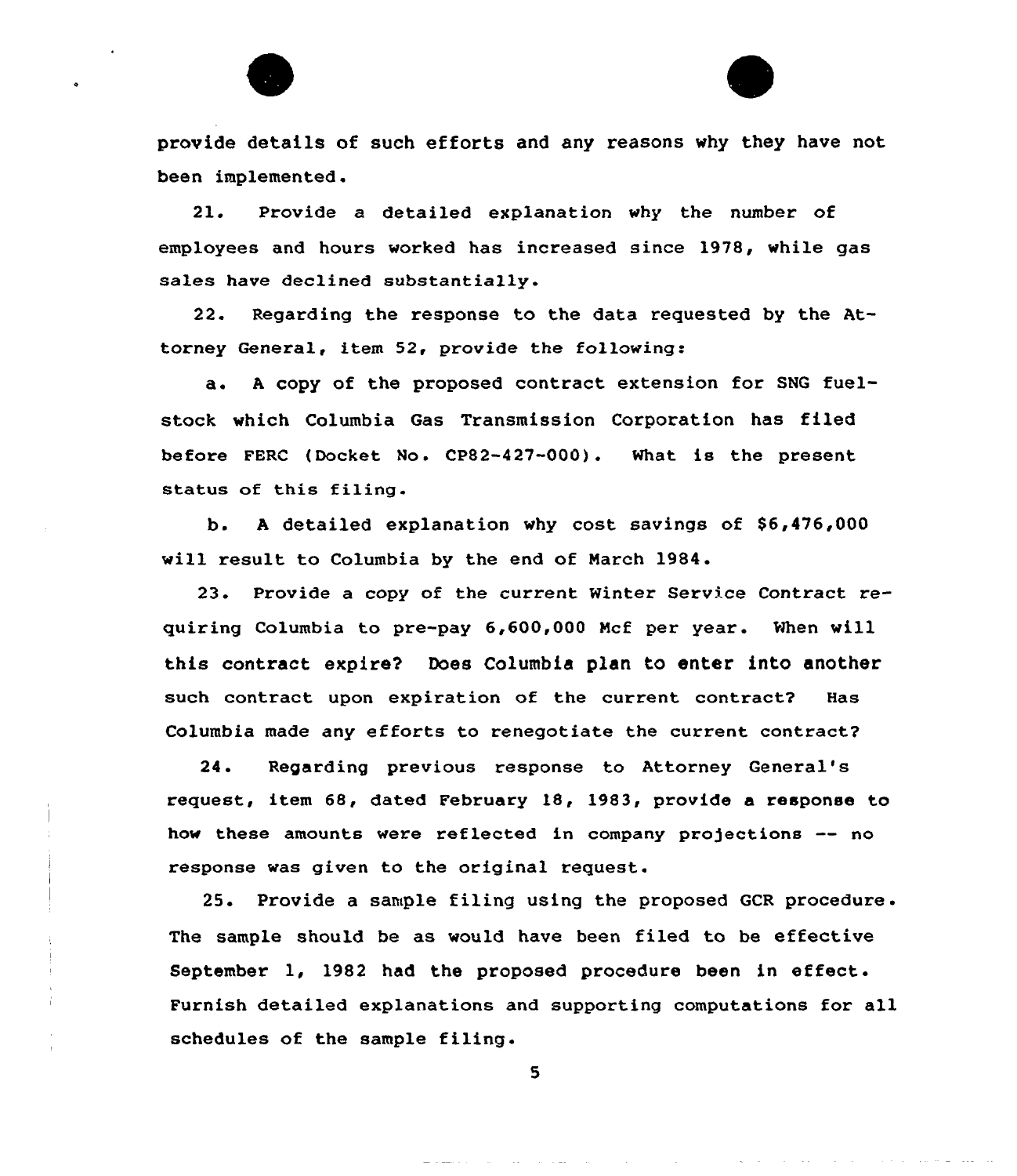provide details of such efforts and any reasons why they have not been implemented.

21. Provide a detailed explanation why the number of employees and hours worked has increased since 1978, while gas sales have declined substantially.

22. Regarding the response to the data requested by the Attorney General, item 52, provide the following:

a. A copy of the proposed contract extension for SNG fuelstock which Columbia Gas Transmission Corporation has filed before FERC (Docket No. CP82-427-000). What is the present status of this filing.

b. A detailed explanation why cost savings of $6,476,000 will result to Columbia by the end of March 1984.

23. Provide a copy of the current Winter Service Contract requiring Columbia to pre-pay 6,600,000 Mcf per year. When will this contract expire? Does Columbia plan to enter into another such contract upon expiration of the current contract? Has Columbia made any efforts to renegotiate the current contract?

24. Regarding previous response to Attorney General's request, item 68, dated February 18, 1983, provide a response to how these amounts were reflected in company projections -- no response was given to the original request.

25. Provide a sample filing using the proposed GCR procedure. The sample should be as would have been filed to be effective September 1, 1982 had the proposed procedure been in effect. Furnish detailed explanations and supporting computations for all schedules of the sample filing.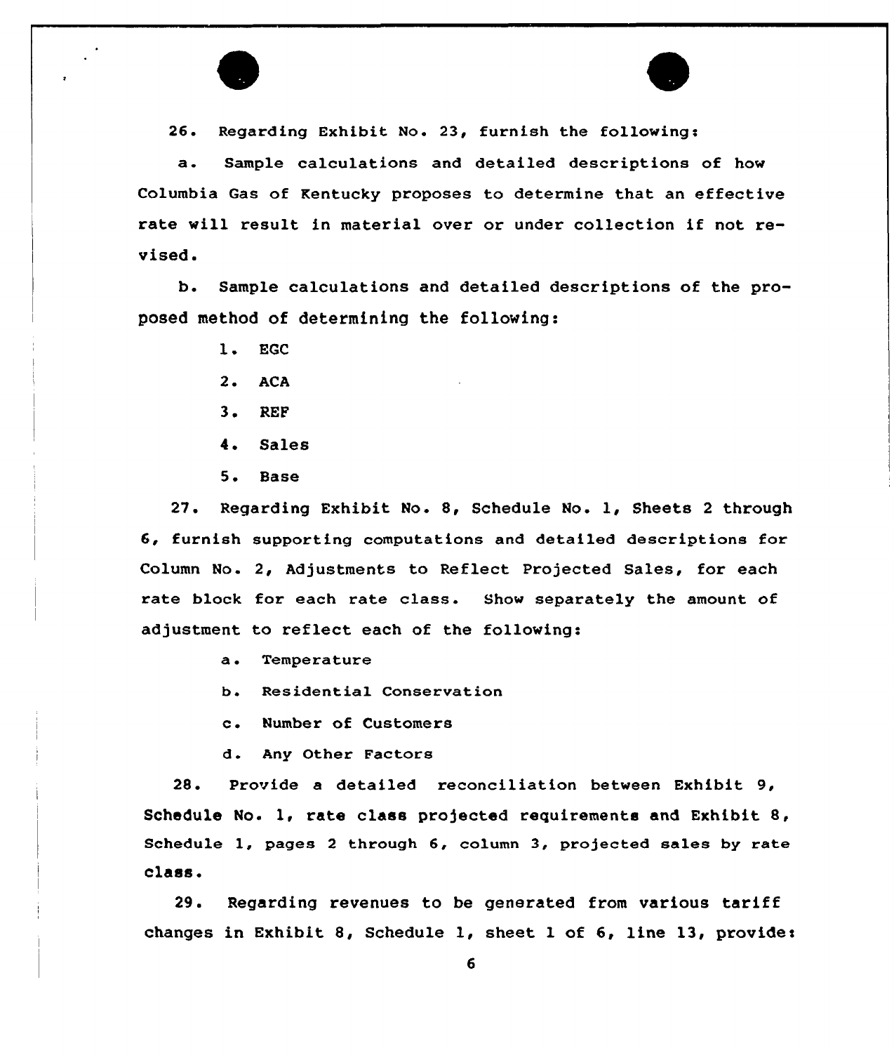26. Regarding Exhibit No. 23, furnish the following:

a. Sample calculations and detailed descriptions of how Columbia Gas of Kentucky proposes to determine that an effective rate will result in material over or under collection if not revised.

b. Sample calculations and detailed descriptions of the proposed method of determining the following:

1. EGC
2. ACA
3. REF
4. Sales
5. Base

27. Regarding Exhibit No. 8, Schedule No. 1, Sheets 2 through 6, furnish supporting computations and detailed descriptions for Column No. 2, Adjustments to Reflect Projected Sales, for each rate block for each rate class. Show separately the amount of adjustment to reflect each of the following:

a. Temperature
b. Residential Conservation
c. Number of Customers
d. Any Other Factors

28. Provide a detailed reconciliation between Exhibit 9, Schedule No. 1, rate class projected requirements and Exhibit 8, Schedule 1, pages 2 through 6, column 3, projected sales by rate class.

29. Regarding revenues to be generated from various tariff changes in Exhibit 8, Schedule 1, sheet 1 of 6, line 13, provide: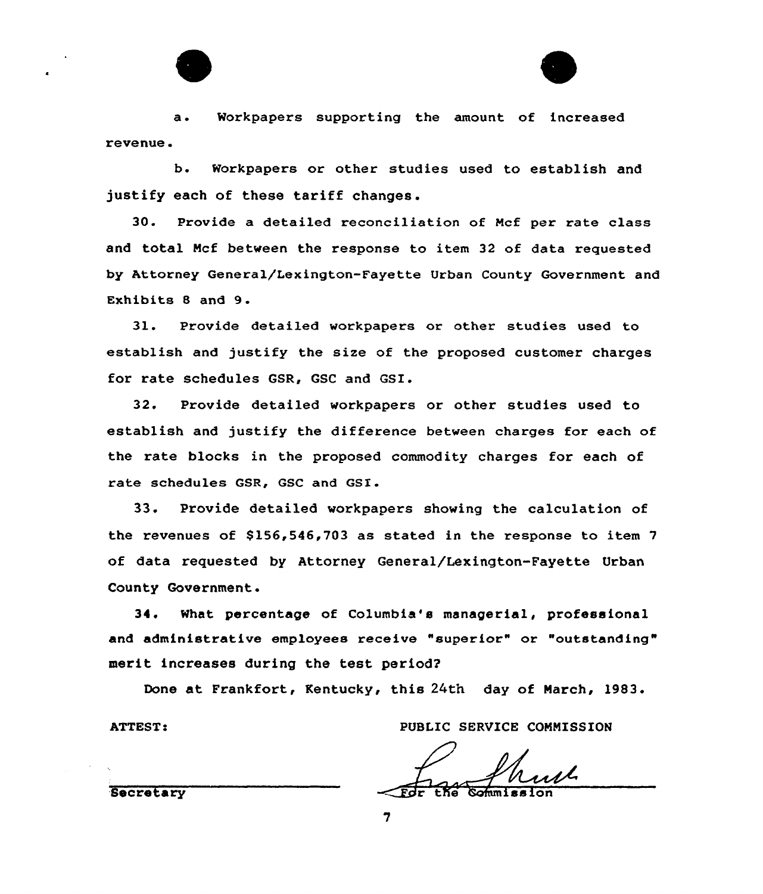a. Workpapers supporting the amount of increased revenue.

b. Workpapers or other studies used to establish and justify each of these tariff changes.

30. Provide a detailed reconciliation of Mcf per rate class and total Mcf between the response to item 32 of data requested by Attorney General/Lexington-Fayette Urban County Government and Exhibits 8 and 9.

31. Provide detailed workpapers or other studies used to establish and justify the size of the proposed customer charges for rate schedules GSR, GSC and GSI.

32. Provide detailed workpapers or other studies used to establish and justify the difference between charges for each of the rate blocks in the proposed commodity charges for each of rate schedules GSR, GSC and GSI.

33. Provide detailed workpapers showing the calculation of the revenues of $156,546,703 as stated in the response to item 7 of data requested by Attorney General/Lexington-Fayette Urban County Government.

34. What percentage of Columbia's managerial, professional and administrative employees receive "superior" or "outstanding" merit increases during the test period?

Done at Frankfort, Kentucky, this 24th day of March, 1983.

ATTEST:

Secretary

PUBLIC SERVICE COMMISSION

For the Commission